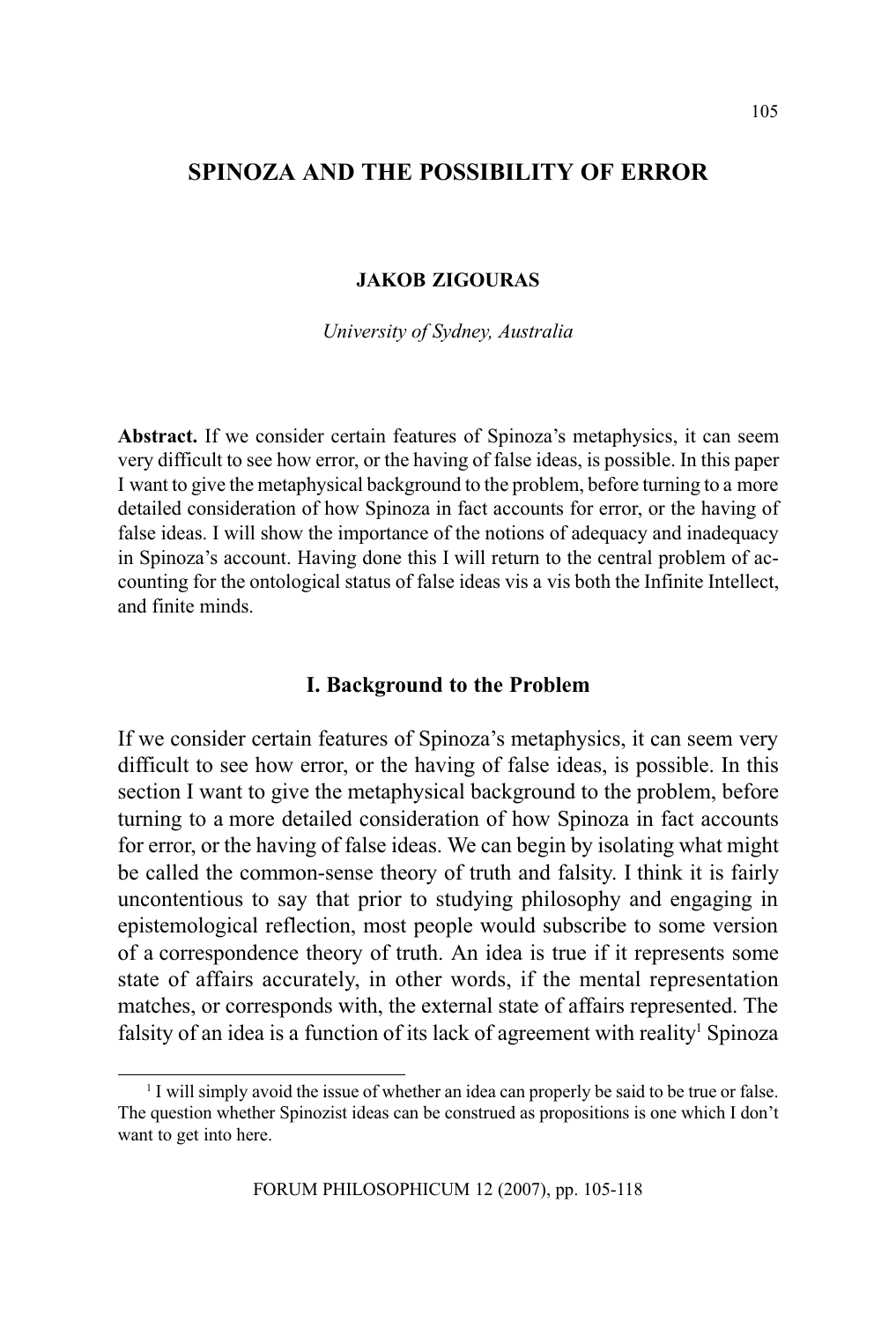# SPINOZA AND THE POSSIBILITY OF ERROR

**JAKOB ZIGOURAS**

*University of Sydney, Australia*

**Abstract.** If we consider certain features of Spinoza's metaphysics, it can seem very difficult to see how error, or the having of false ideas, is possible. In this paper I want to give the metaphysical background to the problem, before turning to a more detailed consideration of how Spinoza in fact accounts for error, or the having of false ideas. I will show the importance of the notions of adequacy and inadequacy in Spinoza's account. Having done this I will return to the central problem of accounting for the ontological status of false ideas vis a vis both the Infinite Intellect, and finite minds.

## I. Background to the Problem

If we consider certain features of Spinoza's metaphysics, it can seem very difficult to see how error, or the having of false ideas, is possible. In this section I want to give the metaphysical background to the problem, before turning to a more detailed consideration of how Spinoza in fact accounts for error, or the having of false ideas. We can begin by isolating what might be called the common-sense theory of truth and falsity. I think it is fairly uncontentious to say that prior to studying philosophy and engaging in epistemological reflection, most people would subscribe to some version of a correspondence theory of truth. An idea is true if it represents some state of affairs accurately, in other words, if the mental representation matches, or corresponds with, the external state of affairs represented. The falsity of an idea is a function of its lack of agreement with reality[1] Spinoza

[1] I will simply avoid the issue of whether an idea can properly be said to be true or false. The question whether Spinozist ideas can be construed as propositions is one which I don't want to get into here.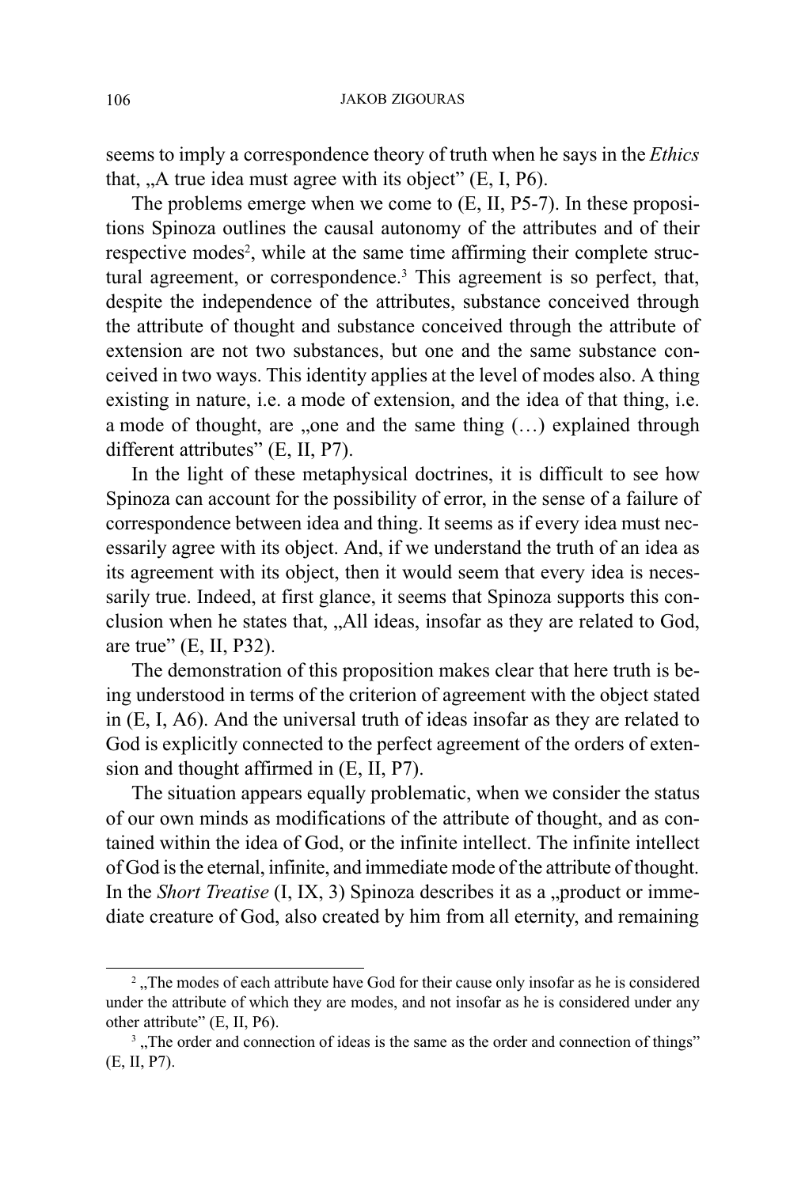seems to imply a correspondence theory of truth when he says in the *Ethics* that, „A true idea must agree with its object" (E, I, P6).

The problems emerge when we come to (E, II, P5-7). In these propositions Spinoza outlines the causal autonomy of the attributes and of their respective modes[2], while at the same time affirming their complete structural agreement, or correspondence.[3] This agreement is so perfect, that, despite the independence of the attributes, substance conceived through the attribute of thought and substance conceived through the attribute of extension are not two substances, but one and the same substance conceived in two ways. This identity applies at the level of modes also. A thing existing in nature, i.e. a mode of extension, and the idea of that thing, i.e. a mode of thought, are „one and the same thing (…) explained through different attributes" (E, II, P7).

In the light of these metaphysical doctrines, it is difficult to see how Spinoza can account for the possibility of error, in the sense of a failure of correspondence between idea and thing. It seems as if every idea must necessarily agree with its object. And, if we understand the truth of an idea as its agreement with its object, then it would seem that every idea is necessarily true. Indeed, at first glance, it seems that Spinoza supports this conclusion when he states that, „All ideas, insofar as they are related to God, are true" (E, II, P32).

The demonstration of this proposition makes clear that here truth is being understood in terms of the criterion of agreement with the object stated in (E, I, A6). And the universal truth of ideas insofar as they are related to God is explicitly connected to the perfect agreement of the orders of extension and thought affirmed in (E, II, P7).

The situation appears equally problematic, when we consider the status of our own minds as modifications of the attribute of thought, and as contained within the idea of God, or the infinite intellect. The infinite intellect of God is the eternal, infinite, and immediate mode of the attribute of thought. In the *Short Treatise* (I, IX, 3) Spinoza describes it as a „product or immediate creature of God, also created by him from all eternity, and remaining

---

[2] „The modes of each attribute have God for their cause only insofar as he is considered under the attribute of which they are modes, and not insofar as he is considered under any other attribute" (E, II, P6).

[3] „The order and connection of ideas is the same as the order and connection of things" (E, II, P7).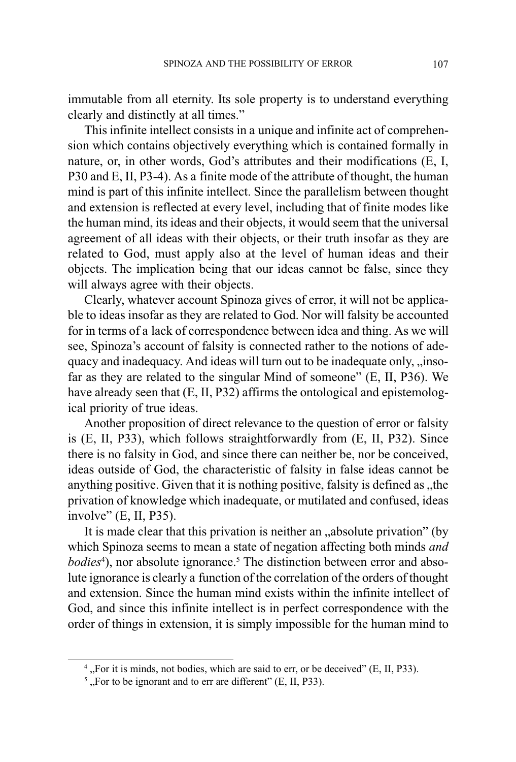immutable from all eternity. Its sole property is to understand everything clearly and distinctly at all times."

This infinite intellect consists in a unique and infinite act of comprehension which contains objectively everything which is contained formally in nature, or, in other words, God's attributes and their modifications (E, I, P30 and E, II, P3-4). As a finite mode of the attribute of thought, the human mind is part of this infinite intellect. Since the parallelism between thought and extension is reflected at every level, including that of finite modes like the human mind, its ideas and their objects, it would seem that the universal agreement of all ideas with their objects, or their truth insofar as they are related to God, must apply also at the level of human ideas and their objects. The implication being that our ideas cannot be false, since they will always agree with their objects.

Clearly, whatever account Spinoza gives of error, it will not be applicable to ideas insofar as they are related to God. Nor will falsity be accounted for in terms of a lack of correspondence between idea and thing. As we will see, Spinoza's account of falsity is connected rather to the notions of adequacy and inadequacy. And ideas will turn out to be inadequate only, „insofar as they are related to the singular Mind of someone" (E, II, P36). We have already seen that (E, II, P32) affirms the ontological and epistemological priority of true ideas.

Another proposition of direct relevance to the question of error or falsity is (E, II, P33), which follows straightforwardly from (E, II, P32). Since there is no falsity in God, and since there can neither be, nor be conceived, ideas outside of God, the characteristic of falsity in false ideas cannot be anything positive. Given that it is nothing positive, falsity is defined as „the privation of knowledge which inadequate, or mutilated and confused, ideas involve" (E, II, P35).

It is made clear that this privation is neither an „absolute privation" (by which Spinoza seems to mean a state of negation affecting both minds *and bodies*[4]), nor absolute ignorance.[5] The distinction between error and absolute ignorance is clearly a function of the correlation of the orders of thought and extension. Since the human mind exists within the infinite intellect of God, and since this infinite intellect is in perfect correspondence with the order of things in extension, it is simply impossible for the human mind to

---

[4] „For it is minds, not bodies, which are said to err, or be deceived" (E, II, P33).

[5] „For to be ignorant and to err are different" (E, II, P33).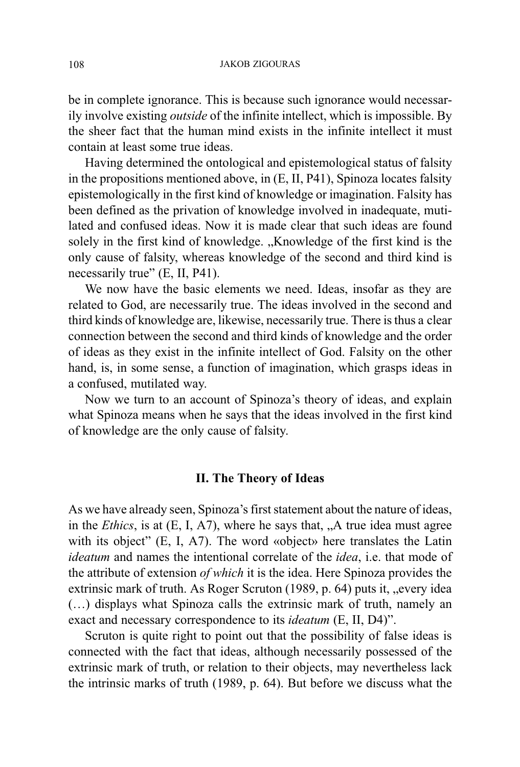be in complete ignorance. This is because such ignorance would necessarily involve existing *outside* of the infinite intellect, which is impossible. By the sheer fact that the human mind exists in the infinite intellect it must contain at least some true ideas.

Having determined the ontological and epistemological status of falsity in the propositions mentioned above, in (E, II, P41), Spinoza locates falsity epistemologically in the first kind of knowledge or imagination. Falsity has been defined as the privation of knowledge involved in inadequate, mutilated and confused ideas. Now it is made clear that such ideas are found solely in the first kind of knowledge. „Knowledge of the first kind is the only cause of falsity, whereas knowledge of the second and third kind is necessarily true" (E, II, P41).

We now have the basic elements we need. Ideas, insofar as they are related to God, are necessarily true. The ideas involved in the second and third kinds of knowledge are, likewise, necessarily true. There is thus a clear connection between the second and third kinds of knowledge and the order of ideas as they exist in the infinite intellect of God. Falsity on the other hand, is, in some sense, a function of imagination, which grasps ideas in a confused, mutilated way.

Now we turn to an account of Spinoza's theory of ideas, and explain what Spinoza means when he says that the ideas involved in the first kind of knowledge are the only cause of falsity.

## II. The Theory of Ideas

As we have already seen, Spinoza's first statement about the nature of ideas, in the *Ethics*, is at (E, I, A7), where he says that, „A true idea must agree with its object" (E, I, A7). The word «object» here translates the Latin *ideatum* and names the intentional correlate of the *idea*, i.e. that mode of the attribute of extension *of which* it is the idea. Here Spinoza provides the extrinsic mark of truth. As Roger Scruton (1989, p. 64) puts it, „every idea (…) displays what Spinoza calls the extrinsic mark of truth, namely an exact and necessary correspondence to its *ideatum* (E, II, D4)".

Scruton is quite right to point out that the possibility of false ideas is connected with the fact that ideas, although necessarily possessed of the extrinsic mark of truth, or relation to their objects, may nevertheless lack the intrinsic marks of truth (1989, p. 64). But before we discuss what the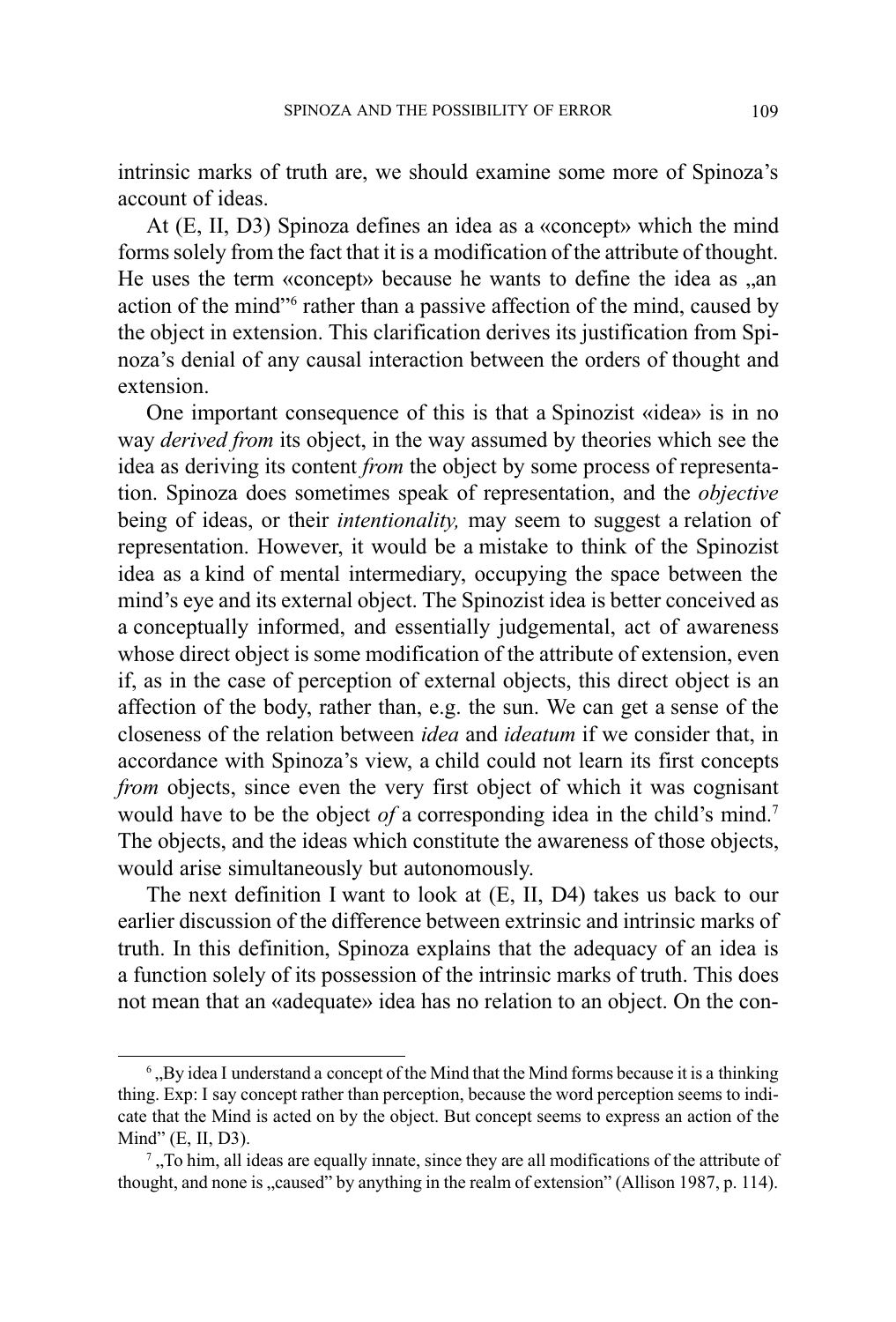intrinsic marks of truth are, we should examine some more of Spinoza's account of ideas.

At (E, II, D3) Spinoza defines an idea as a «concept» which the mind forms solely from the fact that it is a modification of the attribute of thought. He uses the term «concept» because he wants to define the idea as „an action of the mind"[6] rather than a passive affection of the mind, caused by the object in extension. This clarification derives its justification from Spinoza's denial of any causal interaction between the orders of thought and extension.

One important consequence of this is that a Spinozist «idea» is in no way *derived from* its object, in the way assumed by theories which see the idea as deriving its content *from* the object by some process of representation. Spinoza does sometimes speak of representation, and the *objective* being of ideas, or their *intentionality,* may seem to suggest a relation of representation. However, it would be a mistake to think of the Spinozist idea as a kind of mental intermediary, occupying the space between the mind's eye and its external object. The Spinozist idea is better conceived as a conceptually informed, and essentially judgemental, act of awareness whose direct object is some modification of the attribute of extension, even if, as in the case of perception of external objects, this direct object is an affection of the body, rather than, e.g. the sun. We can get a sense of the closeness of the relation between *idea* and *ideatum* if we consider that, in accordance with Spinoza's view, a child could not learn its first concepts *from* objects, since even the very first object of which it was cognisant would have to be the object *of* a corresponding idea in the child's mind.[7] The objects, and the ideas which constitute the awareness of those objects, would arise simultaneously but autonomously.

The next definition I want to look at (E, II, D4) takes us back to our earlier discussion of the difference between extrinsic and intrinsic marks of truth. In this definition, Spinoza explains that the adequacy of an idea is a function solely of its possession of the intrinsic marks of truth. This does not mean that an «adequate» idea has no relation to an object. On the con-

---

[6] „By idea I understand a concept of the Mind that the Mind forms because it is a thinking thing. Exp: I say concept rather than perception, because the word perception seems to indicate that the Mind is acted on by the object. But concept seems to express an action of the Mind" (E, II, D3).

[7] „To him, all ideas are equally innate, since they are all modifications of the attribute of thought, and none is „caused" by anything in the realm of extension" (Allison 1987, p. 114).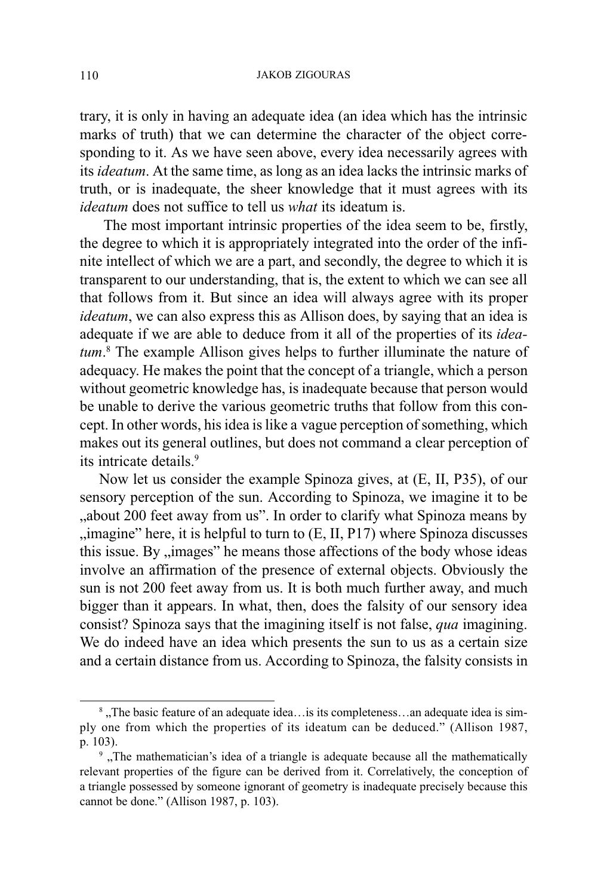trary, it is only in having an adequate idea (an idea which has the intrinsic marks of truth) that we can determine the character of the object corresponding to it. As we have seen above, every idea necessarily agrees with its *ideatum*. At the same time, as long as an idea lacks the intrinsic marks of truth, or is inadequate, the sheer knowledge that it must agrees with its *ideatum* does not suffice to tell us *what* its ideatum is.

The most important intrinsic properties of the idea seem to be, firstly, the degree to which it is appropriately integrated into the order of the infinite intellect of which we are a part, and secondly, the degree to which it is transparent to our understanding, that is, the extent to which we can see all that follows from it. But since an idea will always agree with its proper *ideatum*, we can also express this as Allison does, by saying that an idea is adequate if we are able to deduce from it all of the properties of its *ideatum*.[8] The example Allison gives helps to further illuminate the nature of adequacy. He makes the point that the concept of a triangle, which a person without geometric knowledge has, is inadequate because that person would be unable to derive the various geometric truths that follow from this concept. In other words, his idea is like a vague perception of something, which makes out its general outlines, but does not command a clear perception of its intricate details.[9]

Now let us consider the example Spinoza gives, at (E, II, P35), of our sensory perception of the sun. According to Spinoza, we imagine it to be „about 200 feet away from us". In order to clarify what Spinoza means by „imagine" here, it is helpful to turn to (E, II, P17) where Spinoza discusses this issue. By „images" he means those affections of the body whose ideas involve an affirmation of the presence of external objects. Obviously the sun is not 200 feet away from us. It is both much further away, and much bigger than it appears. In what, then, does the falsity of our sensory idea consist? Spinoza says that the imagining itself is not false, *qua* imagining. We do indeed have an idea which presents the sun to us as a certain size and a certain distance from us. According to Spinoza, the falsity consists in

---

[8] „The basic feature of an adequate idea…is its completeness…an adequate idea is simply one from which the properties of its ideatum can be deduced." (Allison 1987, p. 103).

[9] „The mathematician's idea of a triangle is adequate because all the mathematically relevant properties of the figure can be derived from it. Correlatively, the conception of a triangle possessed by someone ignorant of geometry is inadequate precisely because this cannot be done." (Allison 1987, p. 103).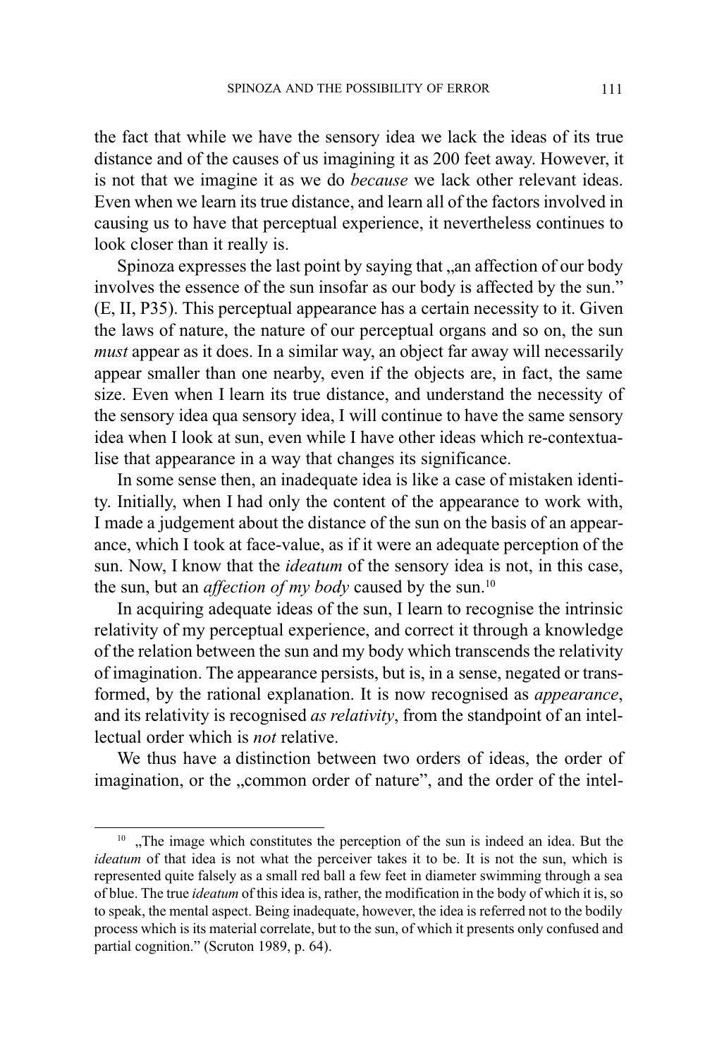the fact that while we have the sensory idea we lack the ideas of its true distance and of the causes of us imagining it as 200 feet away. However, it is not that we imagine it as we do *because* we lack other relevant ideas. Even when we learn its true distance, and learn all of the factors involved in causing us to have that perceptual experience, it nevertheless continues to look closer than it really is.

Spinoza expresses the last point by saying that „an affection of our body involves the essence of the sun insofar as our body is affected by the sun." (E, II, P35). This perceptual appearance has a certain necessity to it. Given the laws of nature, the nature of our perceptual organs and so on, the sun *must* appear as it does. In a similar way, an object far away will necessarily appear smaller than one nearby, even if the objects are, in fact, the same size. Even when I learn its true distance, and understand the necessity of the sensory idea qua sensory idea, I will continue to have the same sensory idea when I look at sun, even while I have other ideas which re-contextualise that appearance in a way that changes its significance.

In some sense then, an inadequate idea is like a case of mistaken identity. Initially, when I had only the content of the appearance to work with, I made a judgement about the distance of the sun on the basis of an appearance, which I took at face-value, as if it were an adequate perception of the sun. Now, I know that the *ideatum* of the sensory idea is not, in this case, the sun, but an *affection of my body* caused by the sun.[10]

In acquiring adequate ideas of the sun, I learn to recognise the intrinsic relativity of my perceptual experience, and correct it through a knowledge of the relation between the sun and my body which transcends the relativity of imagination. The appearance persists, but is, in a sense, negated or transformed, by the rational explanation. It is now recognised as *appearance*, and its relativity is recognised *as relativity*, from the standpoint of an intellectual order which is *not* relative.

We thus have a distinction between two orders of ideas, the order of imagination, or the „common order of nature", and the order of the intel-

[10] „The image which constitutes the perception of the sun is indeed an idea. But the *ideatum* of that idea is not what the perceiver takes it to be. It is not the sun, which is represented quite falsely as a small red ball a few feet in diameter swimming through a sea of blue. The true *ideatum* of this idea is, rather, the modification in the body of which it is, so to speak, the mental aspect. Being inadequate, however, the idea is referred not to the bodily process which is its material correlate, but to the sun, of which it presents only confused and partial cognition." (Scruton 1989, p. 64).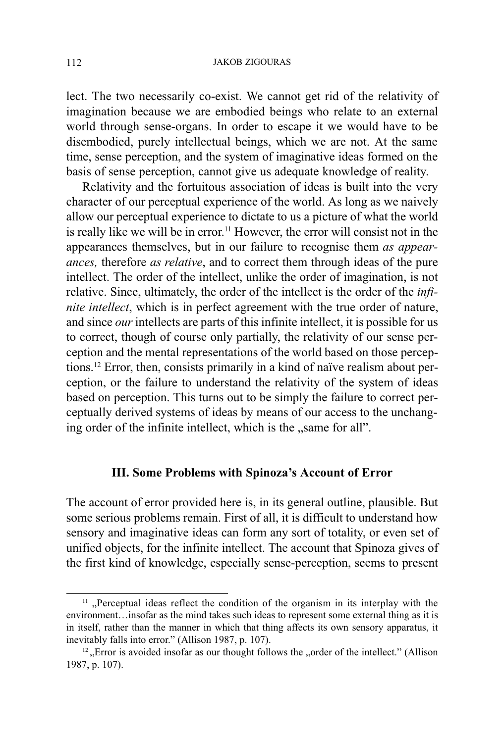lect. The two necessarily co-exist. We cannot get rid of the relativity of imagination because we are embodied beings who relate to an external world through sense-organs. In order to escape it we would have to be disembodied, purely intellectual beings, which we are not. At the same time, sense perception, and the system of imaginative ideas formed on the basis of sense perception, cannot give us adequate knowledge of reality.

Relativity and the fortuitous association of ideas is built into the very character of our perceptual experience of the world. As long as we naively allow our perceptual experience to dictate to us a picture of what the world is really like we will be in error.[11] However, the error will consist not in the appearances themselves, but in our failure to recognise them *as appearances,* therefore *as relative*, and to correct them through ideas of the pure intellect. The order of the intellect, unlike the order of imagination, is not relative. Since, ultimately, the order of the intellect is the order of the *infinite intellect*, which is in perfect agreement with the true order of nature, and since *our* intellects are parts of this infinite intellect, it is possible for us to correct, though of course only partially, the relativity of our sense perception and the mental representations of the world based on those perceptions.[12] Error, then, consists primarily in a kind of naïve realism about perception, or the failure to understand the relativity of the system of ideas based on perception. This turns out to be simply the failure to correct perceptually derived systems of ideas by means of our access to the unchanging order of the infinite intellect, which is the „same for all".

## III. Some Problems with Spinoza's Account of Error

The account of error provided here is, in its general outline, plausible. But some serious problems remain. First of all, it is difficult to understand how sensory and imaginative ideas can form any sort of totality, or even set of unified objects, for the infinite intellect. The account that Spinoza gives of the first kind of knowledge, especially sense-perception, seems to present

---

[11] „Perceptual ideas reflect the condition of the organism in its interplay with the environment…insofar as the mind takes such ideas to represent some external thing as it is in itself, rather than the manner in which that thing affects its own sensory apparatus, it inevitably falls into error." (Allison 1987, p. 107).

[12] „Error is avoided insofar as our thought follows the „order of the intellect." (Allison 1987, p. 107).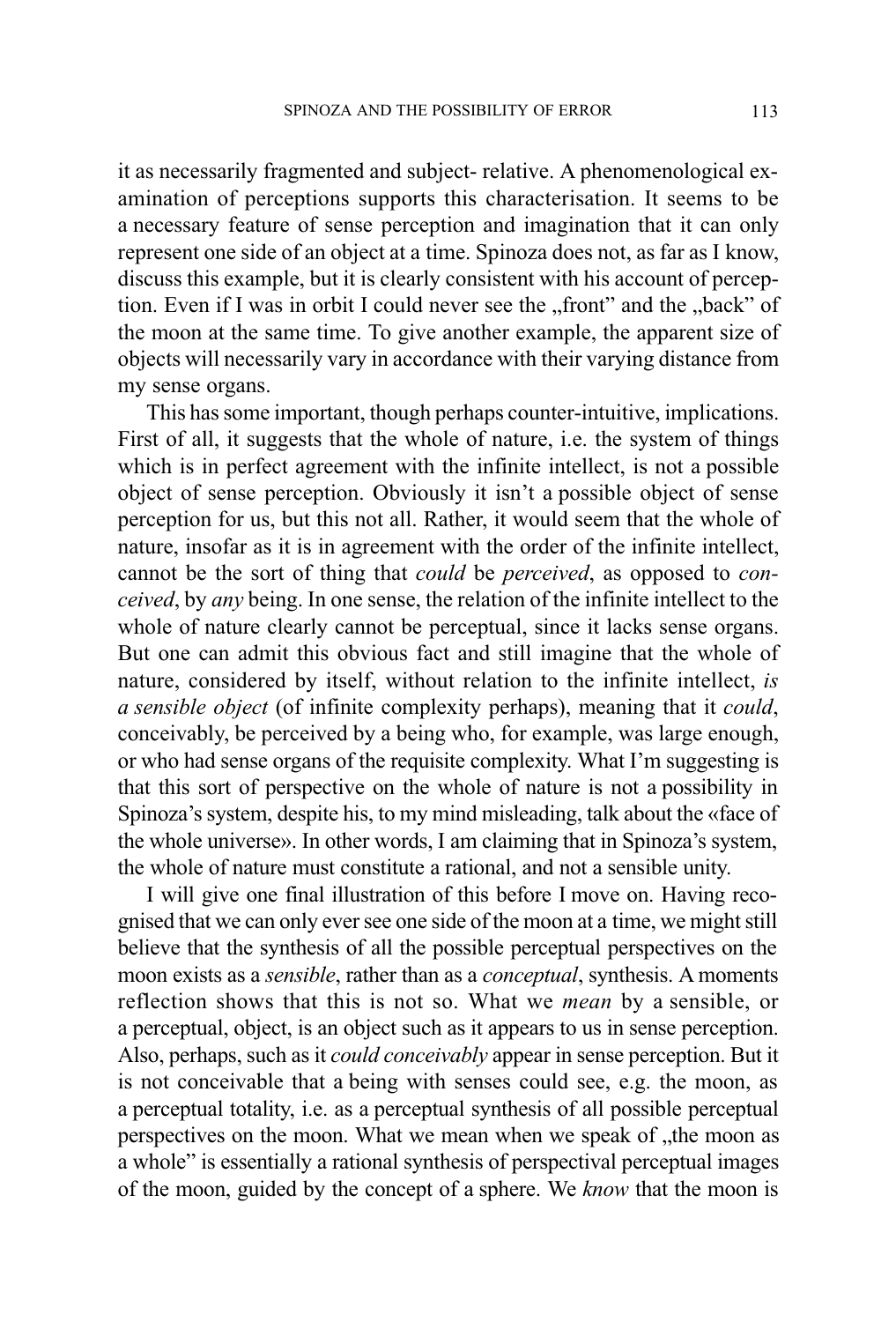it as necessarily fragmented and subject- relative. A phenomenological examination of perceptions supports this characterisation. It seems to be a necessary feature of sense perception and imagination that it can only represent one side of an object at a time. Spinoza does not, as far as I know, discuss this example, but it is clearly consistent with his account of perception. Even if I was in orbit I could never see the „front" and the „back" of the moon at the same time. To give another example, the apparent size of objects will necessarily vary in accordance with their varying distance from my sense organs.

This has some important, though perhaps counter-intuitive, implications. First of all, it suggests that the whole of nature, i.e. the system of things which is in perfect agreement with the infinite intellect, is not a possible object of sense perception. Obviously it isn't a possible object of sense perception for us, but this not all. Rather, it would seem that the whole of nature, insofar as it is in agreement with the order of the infinite intellect, cannot be the sort of thing that *could* be *perceived*, as opposed to *conceived*, by *any* being. In one sense, the relation of the infinite intellect to the whole of nature clearly cannot be perceptual, since it lacks sense organs. But one can admit this obvious fact and still imagine that the whole of nature, considered by itself, without relation to the infinite intellect, *is a sensible object* (of infinite complexity perhaps), meaning that it *could*, conceivably, be perceived by a being who, for example, was large enough, or who had sense organs of the requisite complexity. What I'm suggesting is that this sort of perspective on the whole of nature is not a possibility in Spinoza's system, despite his, to my mind misleading, talk about the «face of the whole universe». In other words, I am claiming that in Spinoza's system, the whole of nature must constitute a rational, and not a sensible unity.

I will give one final illustration of this before I move on. Having recognised that we can only ever see one side of the moon at a time, we might still believe that the synthesis of all the possible perceptual perspectives on the moon exists as a *sensible*, rather than as a *conceptual*, synthesis. A moments reflection shows that this is not so. What we *mean* by a sensible, or a perceptual, object, is an object such as it appears to us in sense perception. Also, perhaps, such as it *could conceivably* appear in sense perception. But it is not conceivable that a being with senses could see, e.g. the moon, as a perceptual totality, i.e. as a perceptual synthesis of all possible perceptual perspectives on the moon. What we mean when we speak of „the moon as a whole" is essentially a rational synthesis of perspectival perceptual images of the moon, guided by the concept of a sphere. We *know* that the moon is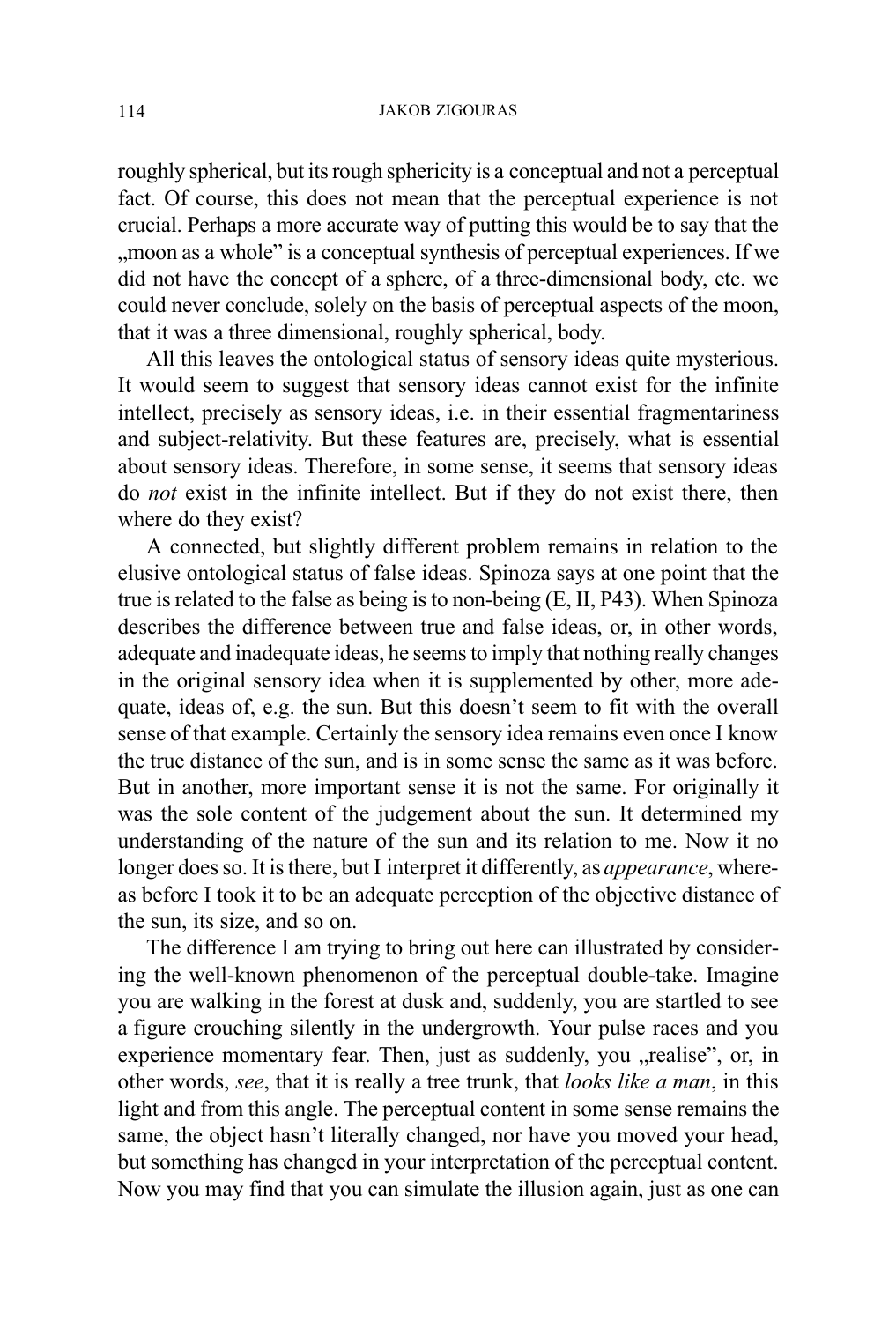roughly spherical, but its rough sphericity is a conceptual and not a perceptual fact. Of course, this does not mean that the perceptual experience is not crucial. Perhaps a more accurate way of putting this would be to say that the „moon as a whole" is a conceptual synthesis of perceptual experiences. If we did not have the concept of a sphere, of a three-dimensional body, etc. we could never conclude, solely on the basis of perceptual aspects of the moon, that it was a three dimensional, roughly spherical, body.

All this leaves the ontological status of sensory ideas quite mysterious. It would seem to suggest that sensory ideas cannot exist for the infinite intellect, precisely as sensory ideas, i.e. in their essential fragmentariness and subject-relativity. But these features are, precisely, what is essential about sensory ideas. Therefore, in some sense, it seems that sensory ideas do *not* exist in the infinite intellect. But if they do not exist there, then where do they exist?

A connected, but slightly different problem remains in relation to the elusive ontological status of false ideas. Spinoza says at one point that the true is related to the false as being is to non-being (E, II, P43). When Spinoza describes the difference between true and false ideas, or, in other words, adequate and inadequate ideas, he seems to imply that nothing really changes in the original sensory idea when it is supplemented by other, more adequate, ideas of, e.g. the sun. But this doesn't seem to fit with the overall sense of that example. Certainly the sensory idea remains even once I know the true distance of the sun, and is in some sense the same as it was before. But in another, more important sense it is not the same. For originally it was the sole content of the judgement about the sun. It determined my understanding of the nature of the sun and its relation to me. Now it no longer does so. It is there, but I interpret it differently, as *appearance*, whereas before I took it to be an adequate perception of the objective distance of the sun, its size, and so on.

The difference I am trying to bring out here can illustrated by considering the well-known phenomenon of the perceptual double-take. Imagine you are walking in the forest at dusk and, suddenly, you are startled to see a figure crouching silently in the undergrowth. Your pulse races and you experience momentary fear. Then, just as suddenly, you „realise", or, in other words, *see*, that it is really a tree trunk, that *looks like a man*, in this light and from this angle. The perceptual content in some sense remains the same, the object hasn't literally changed, nor have you moved your head, but something has changed in your interpretation of the perceptual content. Now you may find that you can simulate the illusion again, just as one can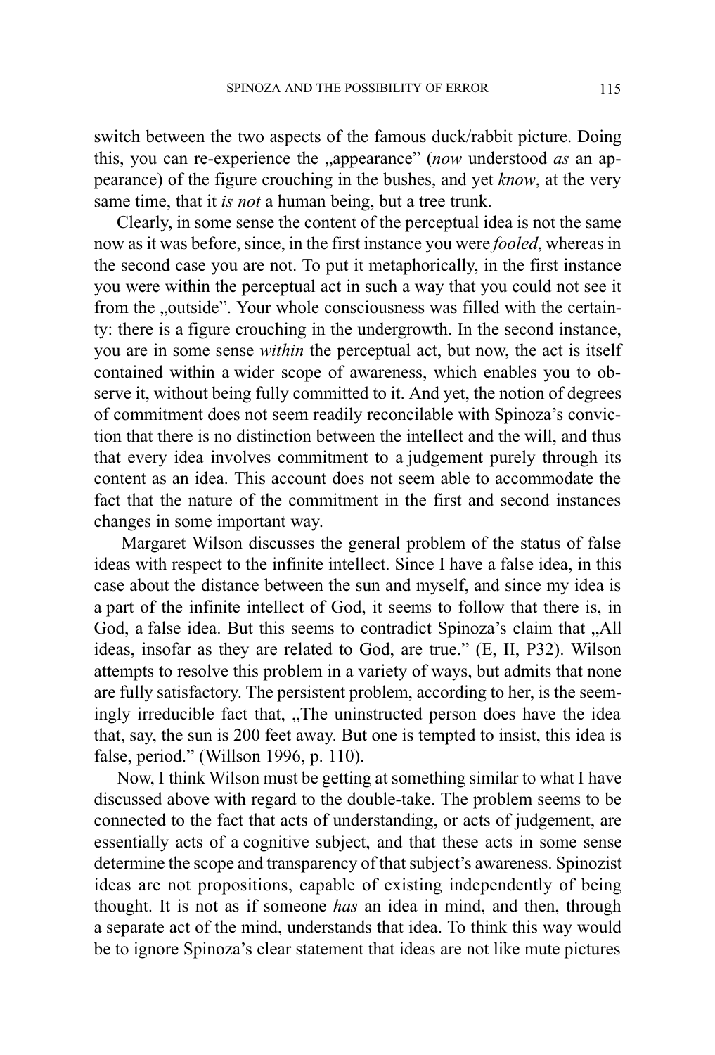switch between the two aspects of the famous duck/rabbit picture. Doing this, you can re-experience the „appearance" (*now* understood *as* an appearance) of the figure crouching in the bushes, and yet *know*, at the very same time, that it *is not* a human being, but a tree trunk.

Clearly, in some sense the content of the perceptual idea is not the same now as it was before, since, in the first instance you were *fooled*, whereas in the second case you are not. To put it metaphorically, in the first instance you were within the perceptual act in such a way that you could not see it from the „outside". Your whole consciousness was filled with the certainty: there is a figure crouching in the undergrowth. In the second instance, you are in some sense *within* the perceptual act, but now, the act is itself contained within a wider scope of awareness, which enables you to observe it, without being fully committed to it. And yet, the notion of degrees of commitment does not seem readily reconcilable with Spinoza's conviction that there is no distinction between the intellect and the will, and thus that every idea involves commitment to a judgement purely through its content as an idea. This account does not seem able to accommodate the fact that the nature of the commitment in the first and second instances changes in some important way.

Margaret Wilson discusses the general problem of the status of false ideas with respect to the infinite intellect. Since I have a false idea, in this case about the distance between the sun and myself, and since my idea is a part of the infinite intellect of God, it seems to follow that there is, in God, a false idea. But this seems to contradict Spinoza's claim that „All ideas, insofar as they are related to God, are true." (E, II, P32). Wilson attempts to resolve this problem in a variety of ways, but admits that none are fully satisfactory. The persistent problem, according to her, is the seemingly irreducible fact that, „The uninstructed person does have the idea that, say, the sun is 200 feet away. But one is tempted to insist, this idea is false, period." (Willson 1996, p. 110).

Now, I think Wilson must be getting at something similar to what I have discussed above with regard to the double-take. The problem seems to be connected to the fact that acts of understanding, or acts of judgement, are essentially acts of a cognitive subject, and that these acts in some sense determine the scope and transparency of that subject's awareness. Spinozist ideas are not propositions, capable of existing independently of being thought. It is not as if someone *has* an idea in mind, and then, through a separate act of the mind, understands that idea. To think this way would be to ignore Spinoza's clear statement that ideas are not like mute pictures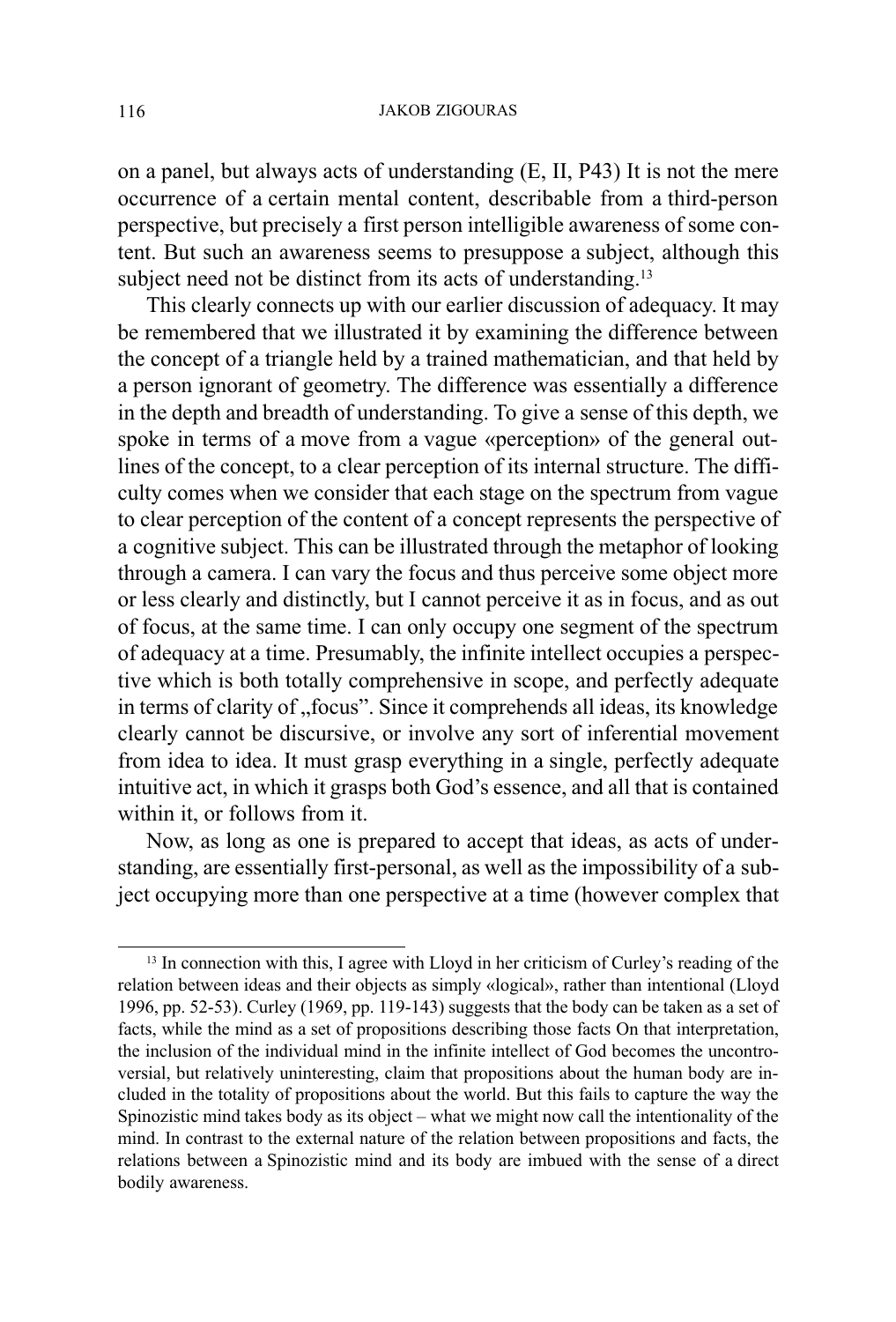on a panel, but always acts of understanding (E, II, P43) It is not the mere occurrence of a certain mental content, describable from a third-person perspective, but precisely a first person intelligible awareness of some content. But such an awareness seems to presuppose a subject, although this subject need not be distinct from its acts of understanding.[13]

This clearly connects up with our earlier discussion of adequacy. It may be remembered that we illustrated it by examining the difference between the concept of a triangle held by a trained mathematician, and that held by a person ignorant of geometry. The difference was essentially a difference in the depth and breadth of understanding. To give a sense of this depth, we spoke in terms of a move from a vague «perception» of the general outlines of the concept, to a clear perception of its internal structure. The difficulty comes when we consider that each stage on the spectrum from vague to clear perception of the content of a concept represents the perspective of a cognitive subject. This can be illustrated through the metaphor of looking through a camera. I can vary the focus and thus perceive some object more or less clearly and distinctly, but I cannot perceive it as in focus, and as out of focus, at the same time. I can only occupy one segment of the spectrum of adequacy at a time. Presumably, the infinite intellect occupies a perspective which is both totally comprehensive in scope, and perfectly adequate in terms of clarity of „focus". Since it comprehends all ideas, its knowledge clearly cannot be discursive, or involve any sort of inferential movement from idea to idea. It must grasp everything in a single, perfectly adequate intuitive act, in which it grasps both God's essence, and all that is contained within it, or follows from it.

Now, as long as one is prepared to accept that ideas, as acts of understanding, are essentially first-personal, as well as the impossibility of a subject occupying more than one perspective at a time (however complex that

---

[13] In connection with this, I agree with Lloyd in her criticism of Curley's reading of the relation between ideas and their objects as simply «logical», rather than intentional (Lloyd 1996, pp. 52-53). Curley (1969, pp. 119-143) suggests that the body can be taken as a set of facts, while the mind as a set of propositions describing those facts On that interpretation, the inclusion of the individual mind in the infinite intellect of God becomes the uncontroversial, but relatively uninteresting, claim that propositions about the human body are included in the totality of propositions about the world. But this fails to capture the way the Spinozistic mind takes body as its object – what we might now call the intentionality of the mind. In contrast to the external nature of the relation between propositions and facts, the relations between a Spinozistic mind and its body are imbued with the sense of a direct bodily awareness.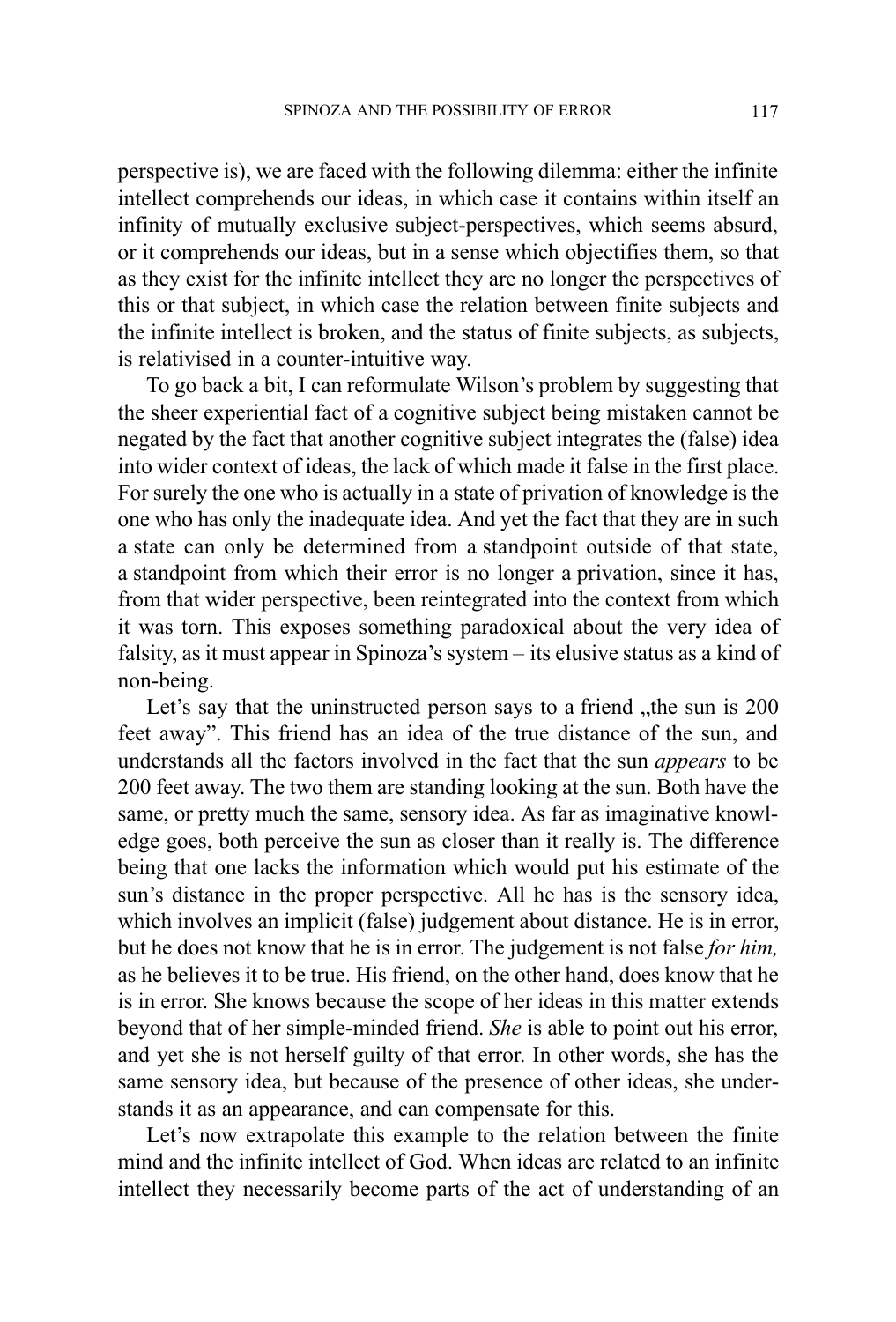perspective is), we are faced with the following dilemma: either the infinite intellect comprehends our ideas, in which case it contains within itself an infinity of mutually exclusive subject-perspectives, which seems absurd, or it comprehends our ideas, but in a sense which objectifies them, so that as they exist for the infinite intellect they are no longer the perspectives of this or that subject, in which case the relation between finite subjects and the infinite intellect is broken, and the status of finite subjects, as subjects, is relativised in a counter-intuitive way.

To go back a bit, I can reformulate Wilson's problem by suggesting that the sheer experiential fact of a cognitive subject being mistaken cannot be negated by the fact that another cognitive subject integrates the (false) idea into wider context of ideas, the lack of which made it false in the first place. For surely the one who is actually in a state of privation of knowledge is the one who has only the inadequate idea. And yet the fact that they are in such a state can only be determined from a standpoint outside of that state, a standpoint from which their error is no longer a privation, since it has, from that wider perspective, been reintegrated into the context from which it was torn. This exposes something paradoxical about the very idea of falsity, as it must appear in Spinoza's system – its elusive status as a kind of non-being.

Let's say that the uninstructed person says to a friend „the sun is 200 feet away". This friend has an idea of the true distance of the sun, and understands all the factors involved in the fact that the sun *appears* to be 200 feet away. The two them are standing looking at the sun. Both have the same, or pretty much the same, sensory idea. As far as imaginative knowledge goes, both perceive the sun as closer than it really is. The difference being that one lacks the information which would put his estimate of the sun's distance in the proper perspective. All he has is the sensory idea, which involves an implicit (false) judgement about distance. He is in error, but he does not know that he is in error. The judgement is not false *for him,* as he believes it to be true. His friend, on the other hand, does know that he is in error. She knows because the scope of her ideas in this matter extends beyond that of her simple-minded friend. *She* is able to point out his error, and yet she is not herself guilty of that error. In other words, she has the same sensory idea, but because of the presence of other ideas, she understands it as an appearance, and can compensate for this.

Let's now extrapolate this example to the relation between the finite mind and the infinite intellect of God. When ideas are related to an infinite intellect they necessarily become parts of the act of understanding of an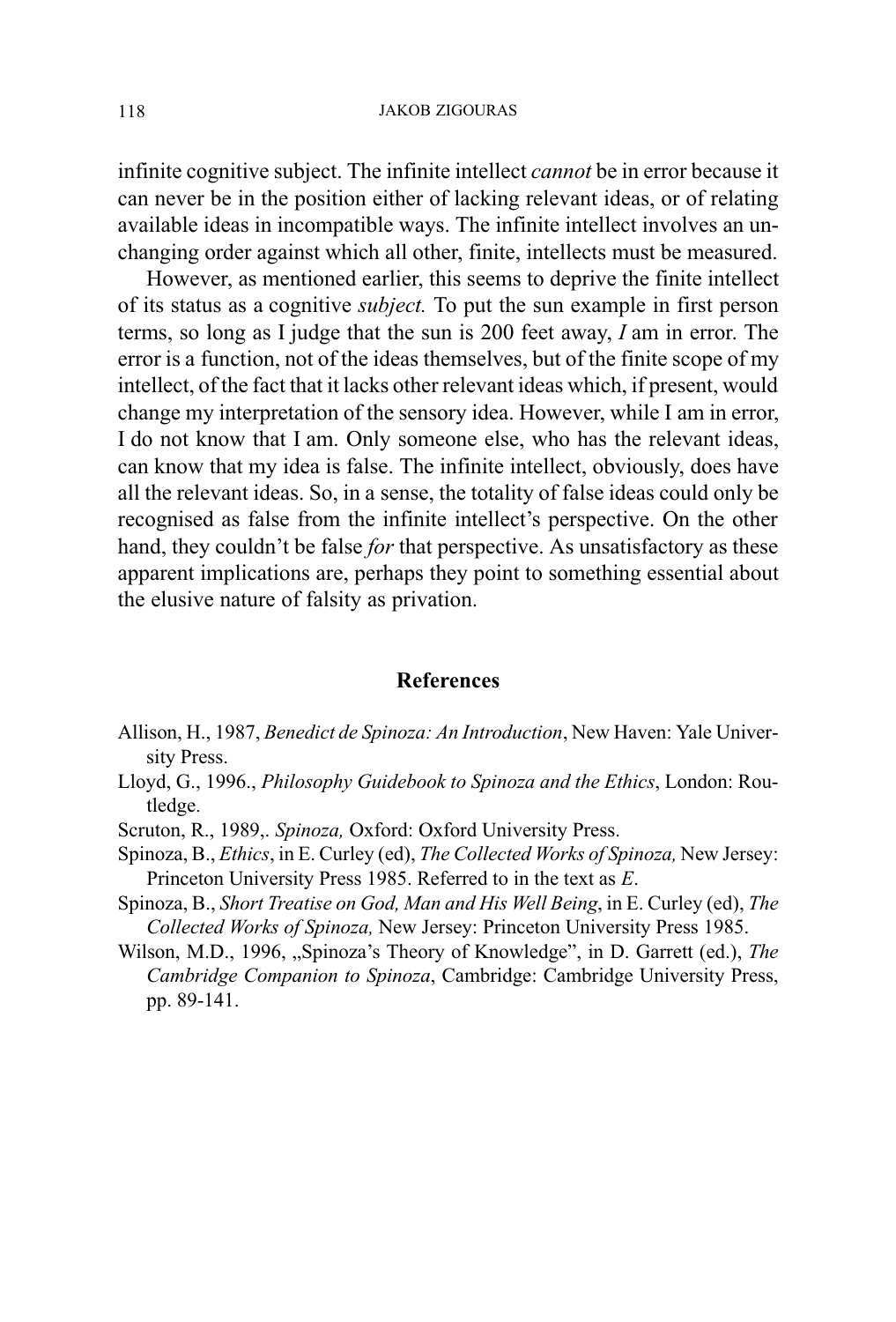infinite cognitive subject. The infinite intellect *cannot* be in error because it can never be in the position either of lacking relevant ideas, or of relating available ideas in incompatible ways. The infinite intellect involves an unchanging order against which all other, finite, intellects must be measured.

However, as mentioned earlier, this seems to deprive the finite intellect of its status as a cognitive *subject.* To put the sun example in first person terms, so long as I judge that the sun is 200 feet away, *I* am in error. The error is a function, not of the ideas themselves, but of the finite scope of my intellect, of the fact that it lacks other relevant ideas which, if present, would change my interpretation of the sensory idea. However, while I am in error, I do not know that I am. Only someone else, who has the relevant ideas, can know that my idea is false. The infinite intellect, obviously, does have all the relevant ideas. So, in a sense, the totality of false ideas could only be recognised as false from the infinite intellect's perspective. On the other hand, they couldn't be false *for* that perspective. As unsatisfactory as these apparent implications are, perhaps they point to something essential about the elusive nature of falsity as privation.

## References

Allison, H., 1987, *Benedict de Spinoza: An Introduction*, New Haven: Yale University Press.

Lloyd, G., 1996., *Philosophy Guidebook to Spinoza and the Ethics*, London: Routledge.

Scruton, R., 1989,. *Spinoza,* Oxford: Oxford University Press.

Spinoza, B., *Ethics*, in E. Curley (ed), *The Collected Works of Spinoza,* New Jersey: Princeton University Press 1985. Referred to in the text as *E*.

Spinoza, B., *Short Treatise on God, Man and His Well Being*, in E. Curley (ed), *The Collected Works of Spinoza,* New Jersey: Princeton University Press 1985.

Wilson, M.D., 1996, „Spinoza's Theory of Knowledge", in D. Garrett (ed.), *The Cambridge Companion to Spinoza*, Cambridge: Cambridge University Press, pp. 89-141.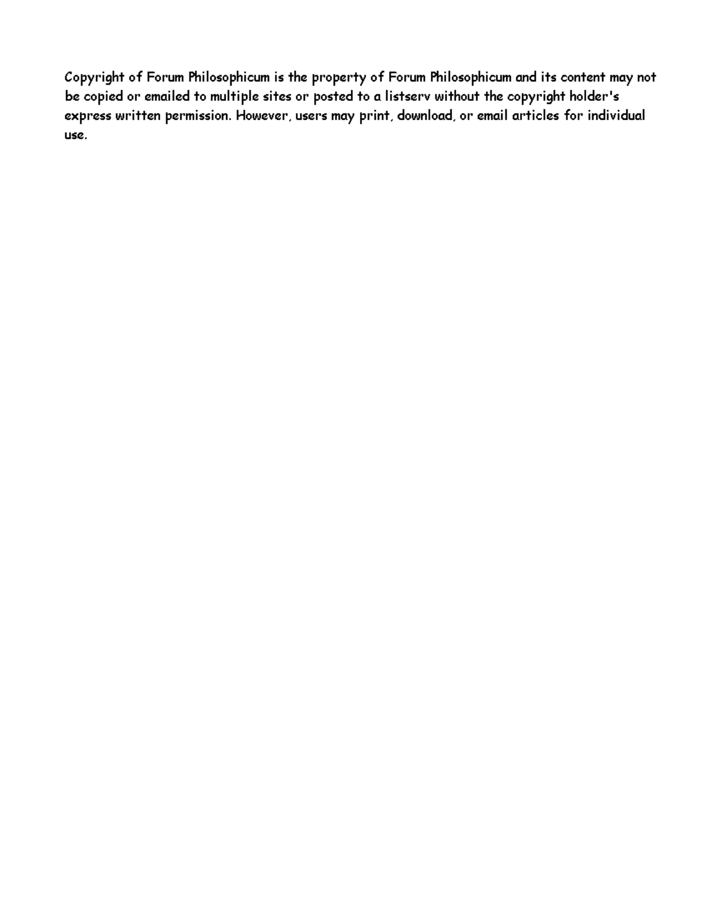Copyright of Forum Philosophicum is the property of Forum Philosophicum and its content may not be copied or emailed to multiple sites or posted to a listserv without the copyright holder's express written permission. However, users may print, download, or email articles for individual use.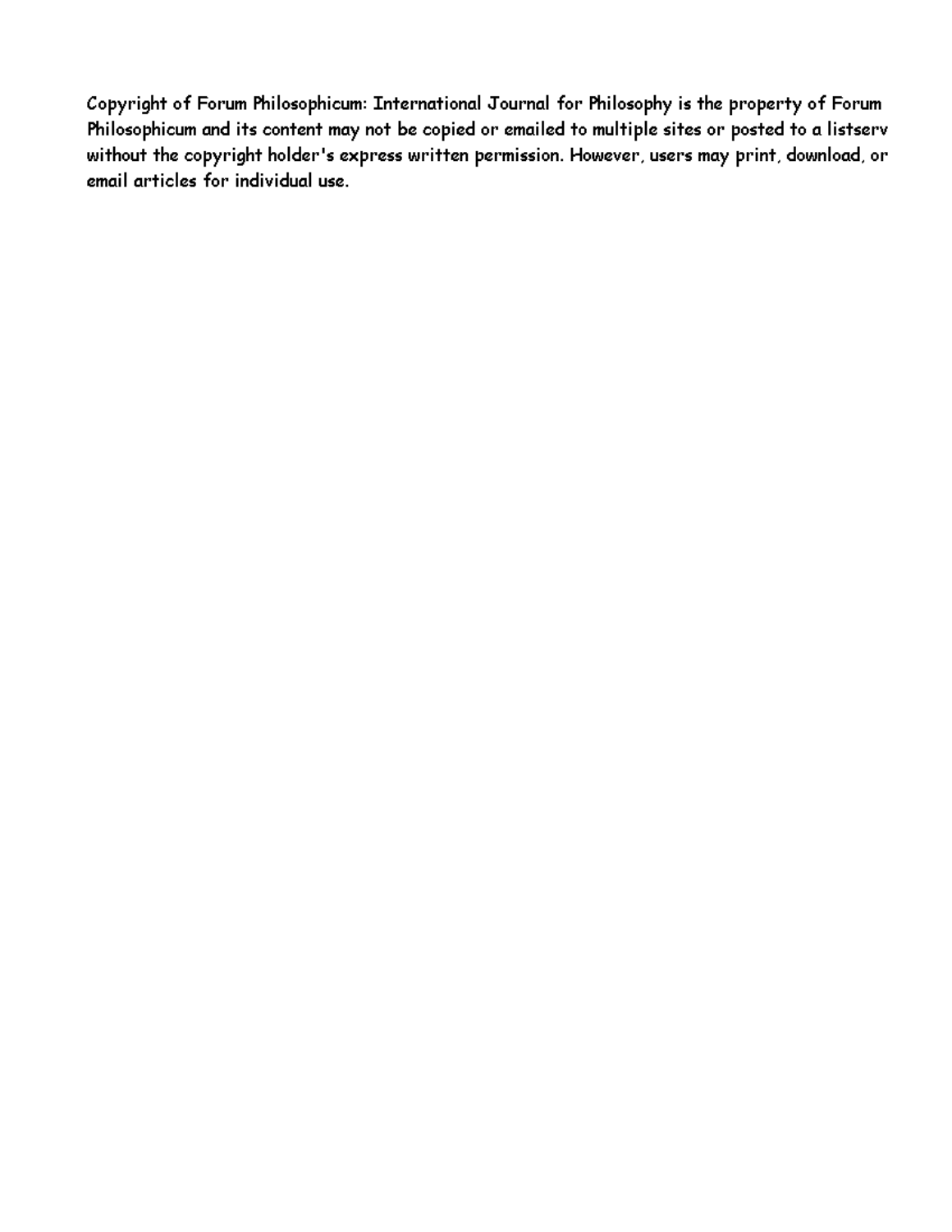Copyright of Forum Philosophicum: International Journal for Philosophy is the property of Forum Philosophicum and its content may not be copied or emailed to multiple sites or posted to a listserv without the copyright holder's express written permission. However, users may print, download, or email articles for individual use.